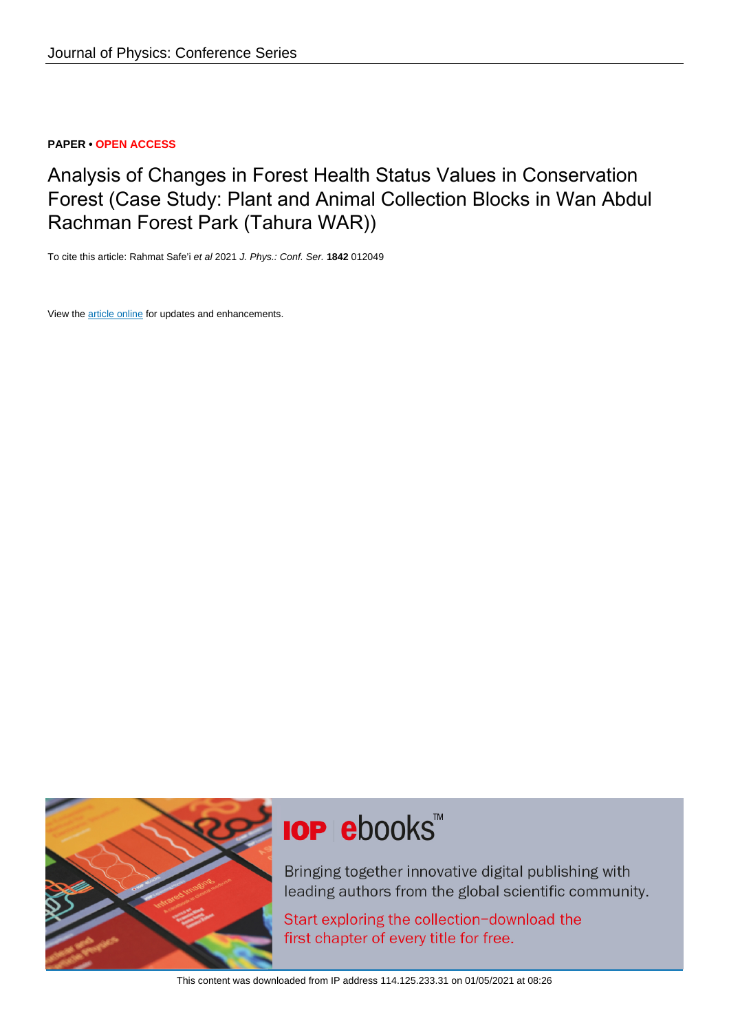Journal of Physics: Conference Series

**PAPER • OPEN ACCESS**

# Analysis of Changes in Forest Health Status Values in Conservation Forest (Case Study: Plant and Animal Collection Blocks in Wan Abdul Rachman Forest Park (Tahura WAR))

To cite this article: Rahmat Safe'i *et al* 2021 *J. Phys.: Conf. Ser.* **1842** 012049

View the article online for updates and enhancements.

This content was downloaded from IP address 114.125.233.31 on 01/05/2021 at 08:26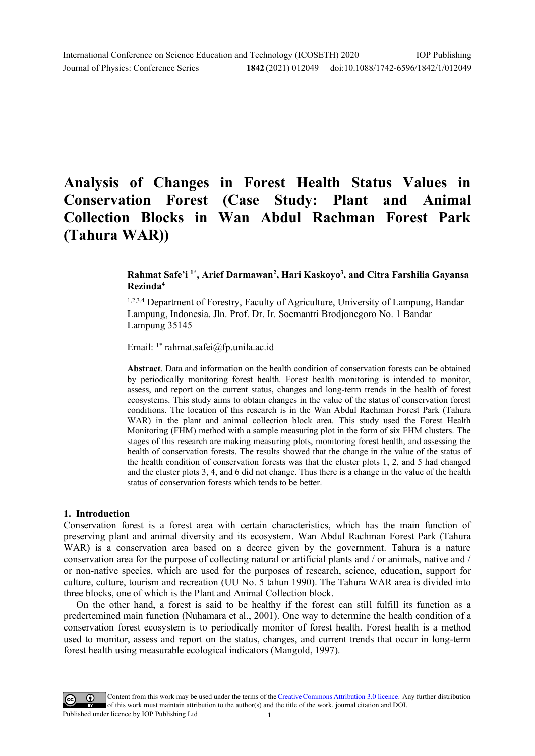# Analysis of Changes in Forest Health Status Values in Conservation Forest (Case Study: Plant and Animal Collection Blocks in Wan Abdul Rachman Forest Park (Tahura WAR))

**Rahmat Safe'i [1*], Arief Darmawan[2], Hari Kaskoyo[3], and Citra Farshilia Gayansa Rezinda[4]**

[1,2,3,4] Department of Forestry, Faculty of Agriculture, University of Lampung, Bandar Lampung, Indonesia. Jln. Prof. Dr. Ir. Soemantri Brodjonegoro No. 1 Bandar Lampung 35145

Email: [1*] rahmat.safei@fp.unila.ac.id

**Abstract**. Data and information on the health condition of conservation forests can be obtained by periodically monitoring forest health. Forest health monitoring is intended to monitor, assess, and report on the current status, changes and long-term trends in the health of forest ecosystems. This study aims to obtain changes in the value of the status of conservation forest conditions. The location of this research is in the Wan Abdul Rachman Forest Park (Tahura WAR) in the plant and animal collection block area. This study used the Forest Health Monitoring (FHM) method with a sample measuring plot in the form of six FHM clusters. The stages of this research are making measuring plots, monitoring forest health, and assessing the health of conservation forests. The results showed that the change in the value of the status of the health condition of conservation forests was that the cluster plots 1, 2, and 5 had changed and the cluster plots 3, 4, and 6 did not change. Thus there is a change in the value of the health status of conservation forests which tends to be better.

## 1. Introduction

Conservation forest is a forest area with certain characteristics, which has the main function of preserving plant and animal diversity and its ecosystem. Wan Abdul Rachman Forest Park (Tahura WAR) is a conservation area based on a decree given by the government. Tahura is a nature conservation area for the purpose of collecting natural or artificial plants and / or animals, native and / or non-native species, which are used for the purposes of research, science, education, support for culture, culture, tourism and recreation (UU No. 5 tahun 1990). The Tahura WAR area is divided into three blocks, one of which is the Plant and Animal Collection block.

On the other hand, a forest is said to be healthy if the forest can still fulfill its function as a predertemined main function (Nuhamara et al., 2001). One way to determine the health condition of a conservation forest ecosystem is to periodically monitor of forest health. Forest health is a method used to monitor, assess and report on the status, changes, and current trends that occur in long-term forest health using measurable ecological indicators (Mangold, 1997).

Content from this work may be used under the terms of the Creative Commons Attribution 3.0 licence. Any further distribution of this work must maintain attribution to the author(s) and the title of the work, journal citation and DOI.

Published under licence by IOP Publishing Ltd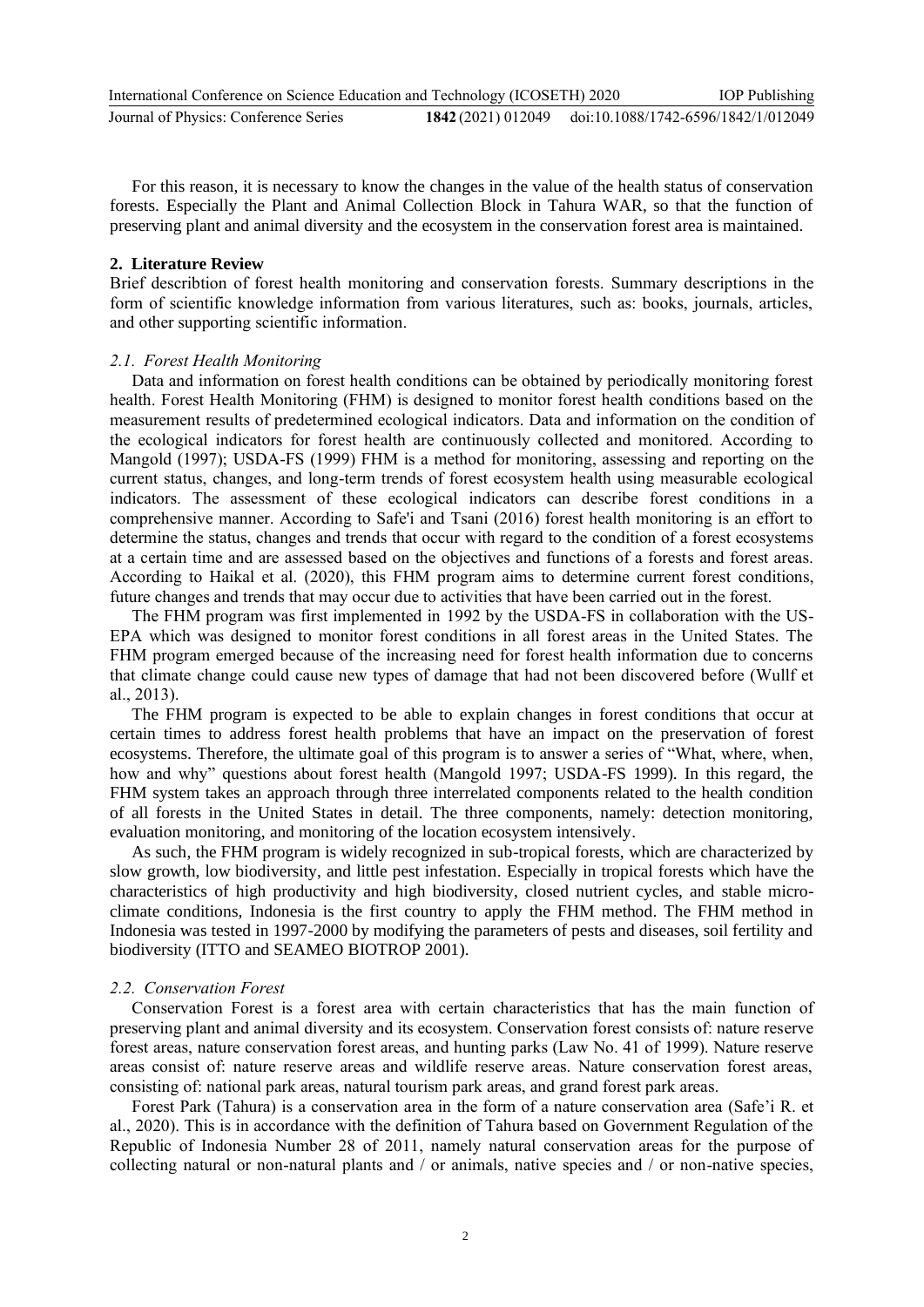For this reason, it is necessary to know the changes in the value of the health status of conservation forests. Especially the Plant and Animal Collection Block in Tahura WAR, so that the function of preserving plant and animal diversity and the ecosystem in the conservation forest area is maintained.

## 2. Literature Review

Brief describtion of forest health monitoring and conservation forests. Summary descriptions in the form of scientific knowledge information from various literatures, such as: books, journals, articles, and other supporting scientific information.

### *2.1. Forest Health Monitoring*

Data and information on forest health conditions can be obtained by periodically monitoring forest health. Forest Health Monitoring (FHM) is designed to monitor forest health conditions based on the measurement results of predetermined ecological indicators. Data and information on the condition of the ecological indicators for forest health are continuously collected and monitored. According to Mangold (1997); USDA-FS (1999) FHM is a method for monitoring, assessing and reporting on the current status, changes, and long-term trends of forest ecosystem health using measurable ecological indicators. The assessment of these ecological indicators can describe forest conditions in a comprehensive manner. According to Safe'i and Tsani (2016) forest health monitoring is an effort to determine the status, changes and trends that occur with regard to the condition of a forest ecosystems at a certain time and are assessed based on the objectives and functions of a forests and forest areas. According to Haikal et al. (2020), this FHM program aims to determine current forest conditions, future changes and trends that may occur due to activities that have been carried out in the forest.

The FHM program was first implemented in 1992 by the USDA-FS in collaboration with the US-EPA which was designed to monitor forest conditions in all forest areas in the United States. The FHM program emerged because of the increasing need for forest health information due to concerns that climate change could cause new types of damage that had not been discovered before (Wullf et al., 2013).

The FHM program is expected to be able to explain changes in forest conditions that occur at certain times to address forest health problems that have an impact on the preservation of forest ecosystems. Therefore, the ultimate goal of this program is to answer a series of "What, where, when, how and why" questions about forest health (Mangold 1997; USDA-FS 1999). In this regard, the FHM system takes an approach through three interrelated components related to the health condition of all forests in the United States in detail. The three components, namely: detection monitoring, evaluation monitoring, and monitoring of the location ecosystem intensively.

As such, the FHM program is widely recognized in sub-tropical forests, which are characterized by slow growth, low biodiversity, and little pest infestation. Especially in tropical forests which have the characteristics of high productivity and high biodiversity, closed nutrient cycles, and stable micro-climate conditions, Indonesia is the first country to apply the FHM method. The FHM method in Indonesia was tested in 1997-2000 by modifying the parameters of pests and diseases, soil fertility and biodiversity (ITTO and SEAMEO BIOTROP 2001).

### *2.2. Conservation Forest*

Conservation Forest is a forest area with certain characteristics that has the main function of preserving plant and animal diversity and its ecosystem. Conservation forest consists of: nature reserve forest areas, nature conservation forest areas, and hunting parks (Law No. 41 of 1999). Nature reserve areas consist of: nature reserve areas and wildlife reserve areas. Nature conservation forest areas, consisting of: national park areas, natural tourism park areas, and grand forest park areas.

Forest Park (Tahura) is a conservation area in the form of a nature conservation area (Safe'i R. et al., 2020). This is in accordance with the definition of Tahura based on Government Regulation of the Republic of Indonesia Number 28 of 2011, namely natural conservation areas for the purpose of collecting natural or non-natural plants and / or animals, native species and / or non-native species,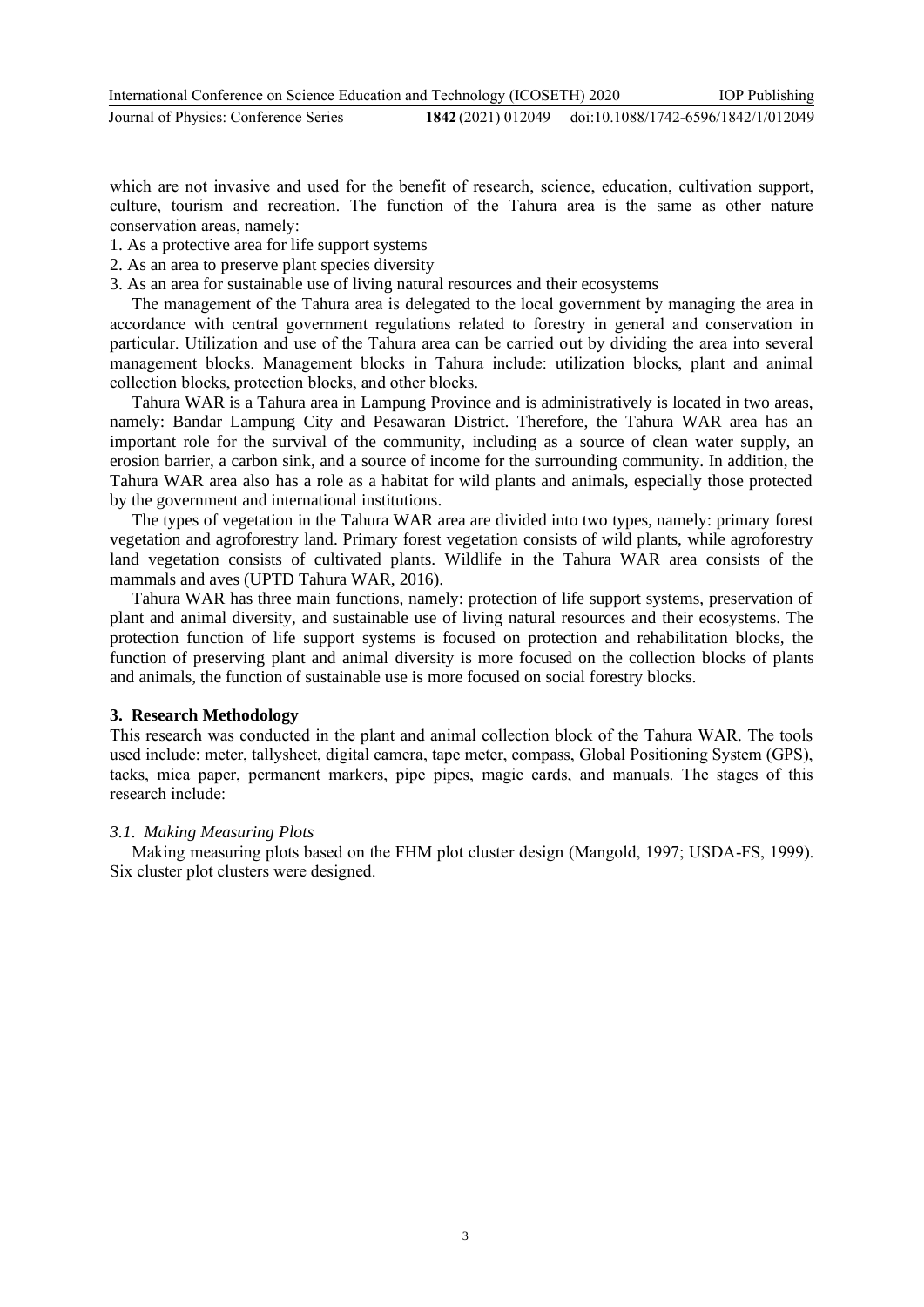which are not invasive and used for the benefit of research, science, education, cultivation support, culture, tourism and recreation. The function of the Tahura area is the same as other nature conservation areas, namely:

1. As a protective area for life support systems
2. As an area to preserve plant species diversity
3. As an area for sustainable use of living natural resources and their ecosystems

The management of the Tahura area is delegated to the local government by managing the area in accordance with central government regulations related to forestry in general and conservation in particular. Utilization and use of the Tahura area can be carried out by dividing the area into several management blocks. Management blocks in Tahura include: utilization blocks, plant and animal collection blocks, protection blocks, and other blocks.

Tahura WAR is a Tahura area in Lampung Province and is administratively is located in two areas, namely: Bandar Lampung City and Pesawaran District. Therefore, the Tahura WAR area has an important role for the survival of the community, including as a source of clean water supply, an erosion barrier, a carbon sink, and a source of income for the surrounding community. In addition, the Tahura WAR area also has a role as a habitat for wild plants and animals, especially those protected by the government and international institutions.

The types of vegetation in the Tahura WAR area are divided into two types, namely: primary forest vegetation and agroforestry land. Primary forest vegetation consists of wild plants, while agroforestry land vegetation consists of cultivated plants. Wildlife in the Tahura WAR area consists of the mammals and aves (UPTD Tahura WAR, 2016).

Tahura WAR has three main functions, namely: protection of life support systems, preservation of plant and animal diversity, and sustainable use of living natural resources and their ecosystems. The protection function of life support systems is focused on protection and rehabilitation blocks, the function of preserving plant and animal diversity is more focused on the collection blocks of plants and animals, the function of sustainable use is more focused on social forestry blocks.

## 3. Research Methodology

This research was conducted in the plant and animal collection block of the Tahura WAR. The tools used include: meter, tallysheet, digital camera, tape meter, compass, Global Positioning System (GPS), tacks, mica paper, permanent markers, pipe pipes, magic cards, and manuals. The stages of this research include:

### *3.1. Making Measuring Plots*

Making measuring plots based on the FHM plot cluster design (Mangold, 1997; USDA-FS, 1999). Six cluster plot clusters were designed.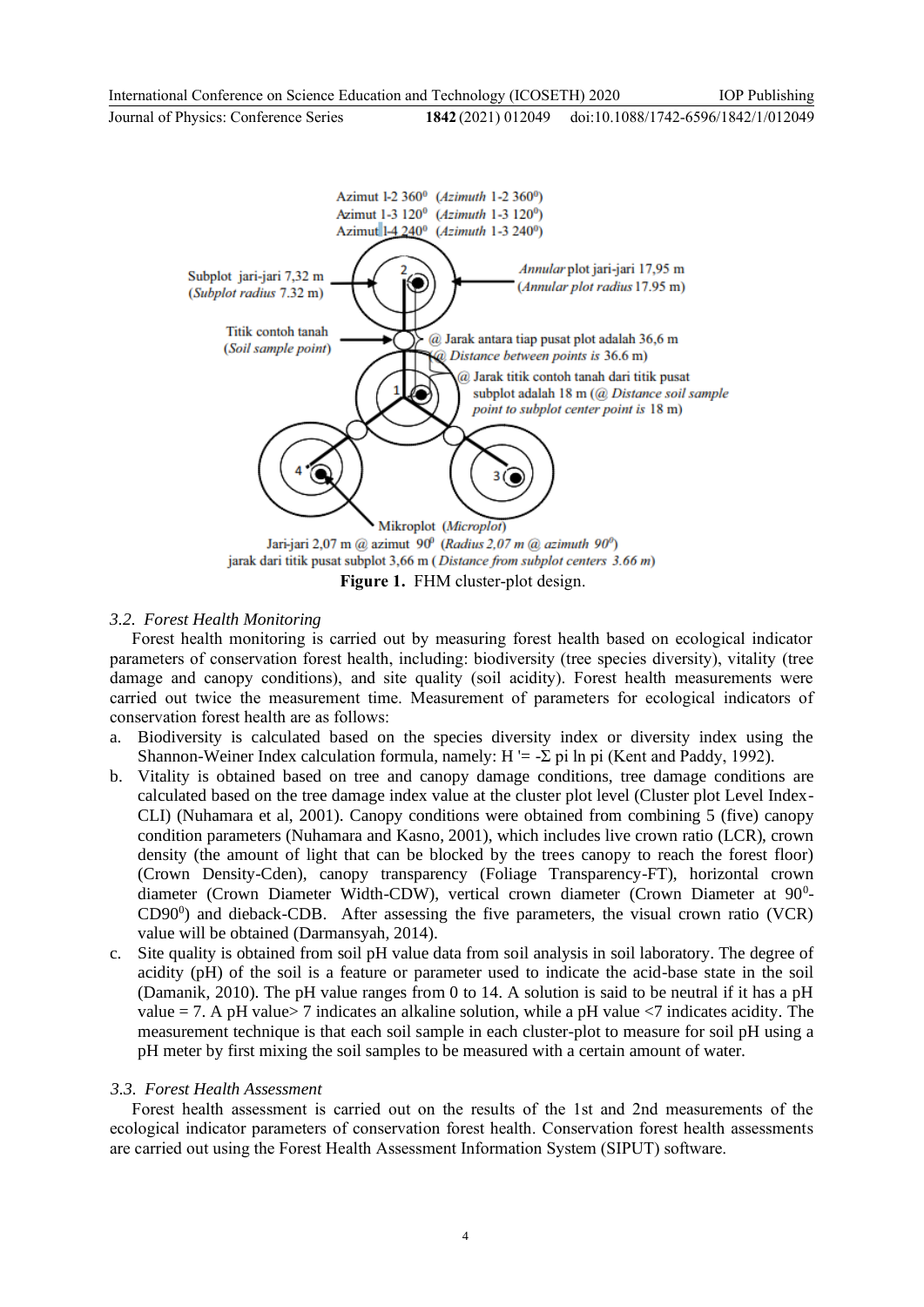Figure 1. FHM cluster-plot design.

### 3.2. Forest Health Monitoring

Forest health monitoring is carried out by measuring forest health based on ecological indicator parameters of conservation forest health, including: biodiversity (tree species diversity), vitality (tree damage and canopy conditions), and site quality (soil acidity). Forest health measurements were carried out twice the measurement time. Measurement of parameters for ecological indicators of conservation forest health are as follows:

a. Biodiversity is calculated based on the species diversity index or diversity index using the Shannon-Weiner Index calculation formula, namely: $H' = -\Sigma$ pi ln pi (Kent and Paddy, 1992).
b. Vitality is obtained based on tree and canopy damage conditions, tree damage conditions are calculated based on the tree damage index value at the cluster plot level (Cluster plot Level Index-CLI) (Nuhamara et al, 2001). Canopy conditions were obtained from combining 5 (five) canopy condition parameters (Nuhamara and Kasno, 2001), which includes live crown ratio (LCR), crown density (the amount of light that can be blocked by the trees canopy to reach the forest floor) (Crown Density-Cden), canopy transparency (Foliage Transparency-FT), horizontal crown diameter (Crown Diameter Width-CDW), vertical crown diameter (Crown Diameter at $90^0$-$CD90^0$) and dieback-CDB. After assessing the five parameters, the visual crown ratio (VCR) value will be obtained (Darmansyah, 2014).
c. Site quality is obtained from soil pH value data from soil analysis in soil laboratory. The degree of acidity (pH) of the soil is a feature or parameter used to indicate the acid-base state in the soil (Damanik, 2010). The pH value ranges from 0 to 14. A solution is said to be neutral if it has a pH value = 7. A pH value> 7 indicates an alkaline solution, while a pH value <7 indicates acidity. The measurement technique is that each soil sample in each cluster-plot to measure for soil pH using a pH meter by first mixing the soil samples to be measured with a certain amount of water.

### 3.3. Forest Health Assessment

Forest health assessment is carried out on the results of the 1st and 2nd measurements of the ecological indicator parameters of conservation forest health. Conservation forest health assessments are carried out using the Forest Health Assessment Information System (SIPUT) software.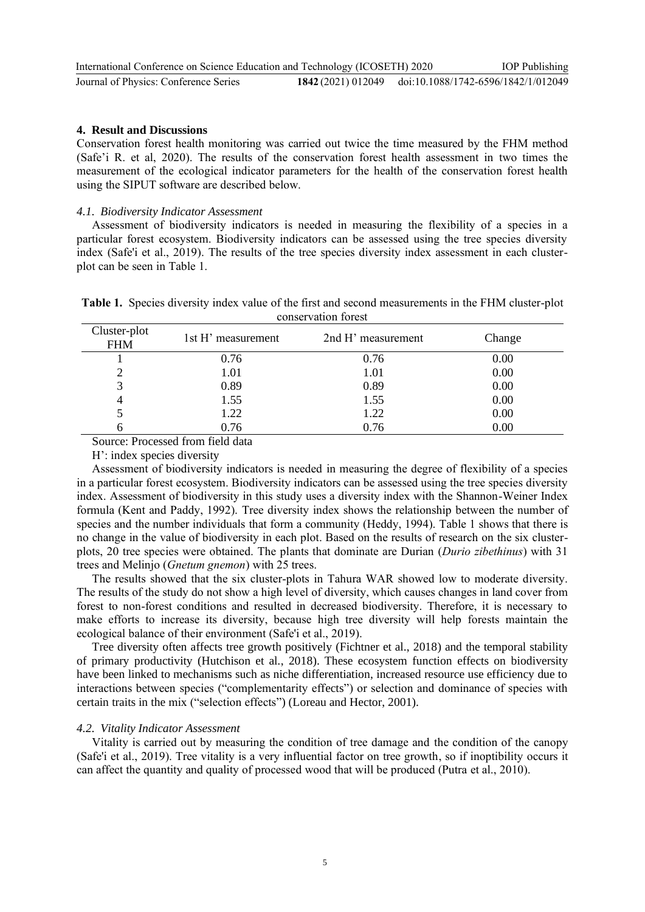## 4. Result and Discussions

Conservation forest health monitoring was carried out twice the time measured by the FHM method (Safe'i R. et al, 2020). The results of the conservation forest health assessment in two times the measurement of the ecological indicator parameters for the health of the conservation forest health using the SIPUT software are described below.

### 4.1. Biodiversity Indicator Assessment

Assessment of biodiversity indicators is needed in measuring the flexibility of a species in a particular forest ecosystem. Biodiversity indicators can be assessed using the tree species diversity index (Safe'i et al., 2019). The results of the tree species diversity index assessment in each cluster-plot can be seen in Table 1.

**Table 1.** Species diversity index value of the first and second measurements in the FHM cluster-plot conservation forest

| Cluster-plot FHM | 1st H' measurement | 2nd H' measurement | Change |
|---|---|---|---|
| 1 | 0.76 | 0.76 | 0.00 |
| 2 | 1.01 | 1.01 | 0.00 |
| 3 | 0.89 | 0.89 | 0.00 |
| 4 | 1.55 | 1.55 | 0.00 |
| 5 | 1.22 | 1.22 | 0.00 |
| 6 | 0.76 | 0.76 | 0.00 |

Source: Processed from field data

H': index species diversity

Assessment of biodiversity indicators is needed in measuring the degree of flexibility of a species in a particular forest ecosystem. Biodiversity indicators can be assessed using the tree species diversity index. Assessment of biodiversity in this study uses a diversity index with the Shannon-Weiner Index formula (Kent and Paddy, 1992). Tree diversity index shows the relationship between the number of species and the number individuals that form a community (Heddy, 1994). Table 1 shows that there is no change in the value of biodiversity in each plot. Based on the results of research on the six cluster-plots, 20 tree species were obtained. The plants that dominate are Durian (*Durio zibethinus*) with 31 trees and Melinjo (*Gnetum gnemon*) with 25 trees.

The results showed that the six cluster-plots in Tahura WAR showed low to moderate diversity. The results of the study do not show a high level of diversity, which causes changes in land cover from forest to non-forest conditions and resulted in decreased biodiversity. Therefore, it is necessary to make efforts to increase its diversity, because high tree diversity will help forests maintain the ecological balance of their environment (Safe'i et al., 2019).

Tree diversity often affects tree growth positively (Fichtner et al., 2018) and the temporal stability of primary productivity (Hutchison et al., 2018). These ecosystem function effects on biodiversity have been linked to mechanisms such as niche differentiation, increased resource use efficiency due to interactions between species ("complementarity effects") or selection and dominance of species with certain traits in the mix ("selection effects") (Loreau and Hector, 2001).

### 4.2. Vitality Indicator Assessment

Vitality is carried out by measuring the condition of tree damage and the condition of the canopy (Safe'i et al., 2019). Tree vitality is a very influential factor on tree growth, so if inoptibility occurs it can affect the quantity and quality of processed wood that will be produced (Putra et al., 2010).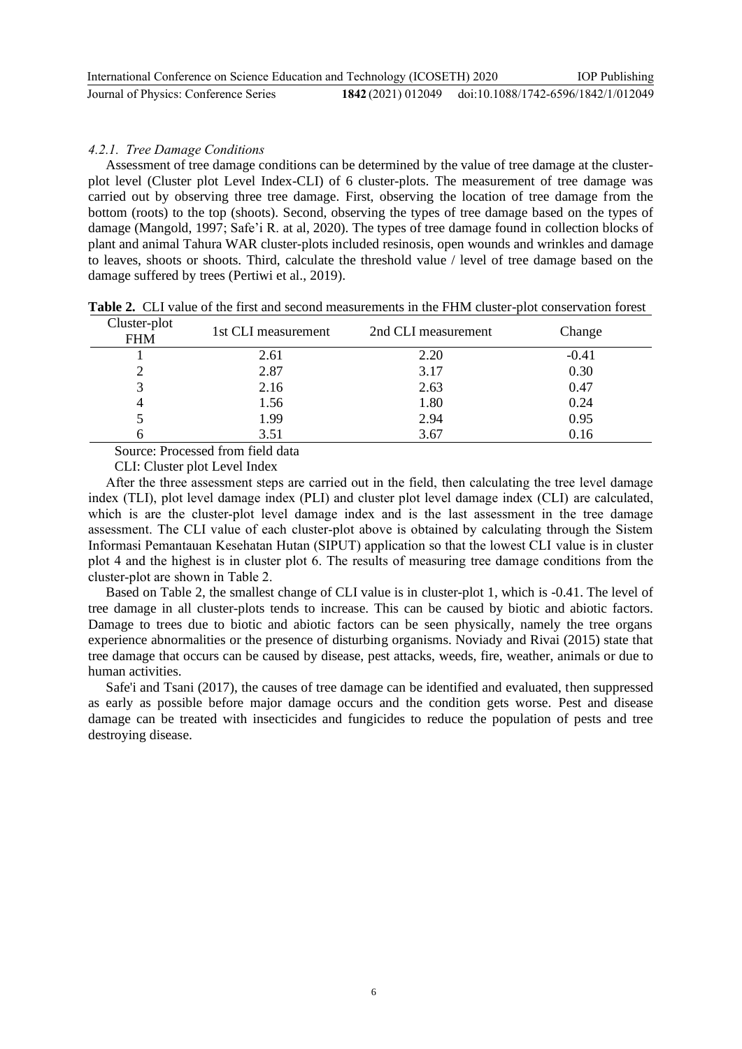#### *4.2.1. Tree Damage Conditions*

Assessment of tree damage conditions can be determined by the value of tree damage at the cluster-plot level (Cluster plot Level Index-CLI) of 6 cluster-plots. The measurement of tree damage was carried out by observing three tree damage. First, observing the location of tree damage from the bottom (roots) to the top (shoots). Second, observing the types of tree damage based on the types of damage (Mangold, 1997; Safe'i R. at al, 2020). The types of tree damage found in collection blocks of plant and animal Tahura WAR cluster-plots included resinosis, open wounds and wrinkles and damage to leaves, shoots or shoots. Third, calculate the threshold value / level of tree damage based on the damage suffered by trees (Pertiwi et al., 2019).

**Table 2.** CLI value of the first and second measurements in the FHM cluster-plot conservation forest

| Cluster-plot FHM | 1st CLI measurement | 2nd CLI measurement | Change |
|---|---|---|---|
| 1 | 2.61 | 2.20 | -0.41 |
| 2 | 2.87 | 3.17 | 0.30 |
| 3 | 2.16 | 2.63 | 0.47 |
| 4 | 1.56 | 1.80 | 0.24 |
| 5 | 1.99 | 2.94 | 0.95 |
| 6 | 3.51 | 3.67 | 0.16 |

Source: Processed from field data

CLI: Cluster plot Level Index

After the three assessment steps are carried out in the field, then calculating the tree level damage index (TLI), plot level damage index (PLI) and cluster plot level damage index (CLI) are calculated, which is are the cluster-plot level damage index and is the last assessment in the tree damage assessment. The CLI value of each cluster-plot above is obtained by calculating through the Sistem Informasi Pemantauan Kesehatan Hutan (SIPUT) application so that the lowest CLI value is in cluster plot 4 and the highest is in cluster plot 6. The results of measuring tree damage conditions from the cluster-plot are shown in Table 2.

Based on Table 2, the smallest change of CLI value is in cluster-plot 1, which is -0.41. The level of tree damage in all cluster-plots tends to increase. This can be caused by biotic and abiotic factors. Damage to trees due to biotic and abiotic factors can be seen physically, namely the tree organs experience abnormalities or the presence of disturbing organisms. Noviady and Rivai (2015) state that tree damage that occurs can be caused by disease, pest attacks, weeds, fire, weather, animals or due to human activities.

Safe'i and Tsani (2017), the causes of tree damage can be identified and evaluated, then suppressed as early as possible before major damage occurs and the condition gets worse. Pest and disease damage can be treated with insecticides and fungicides to reduce the population of pests and tree destroying disease.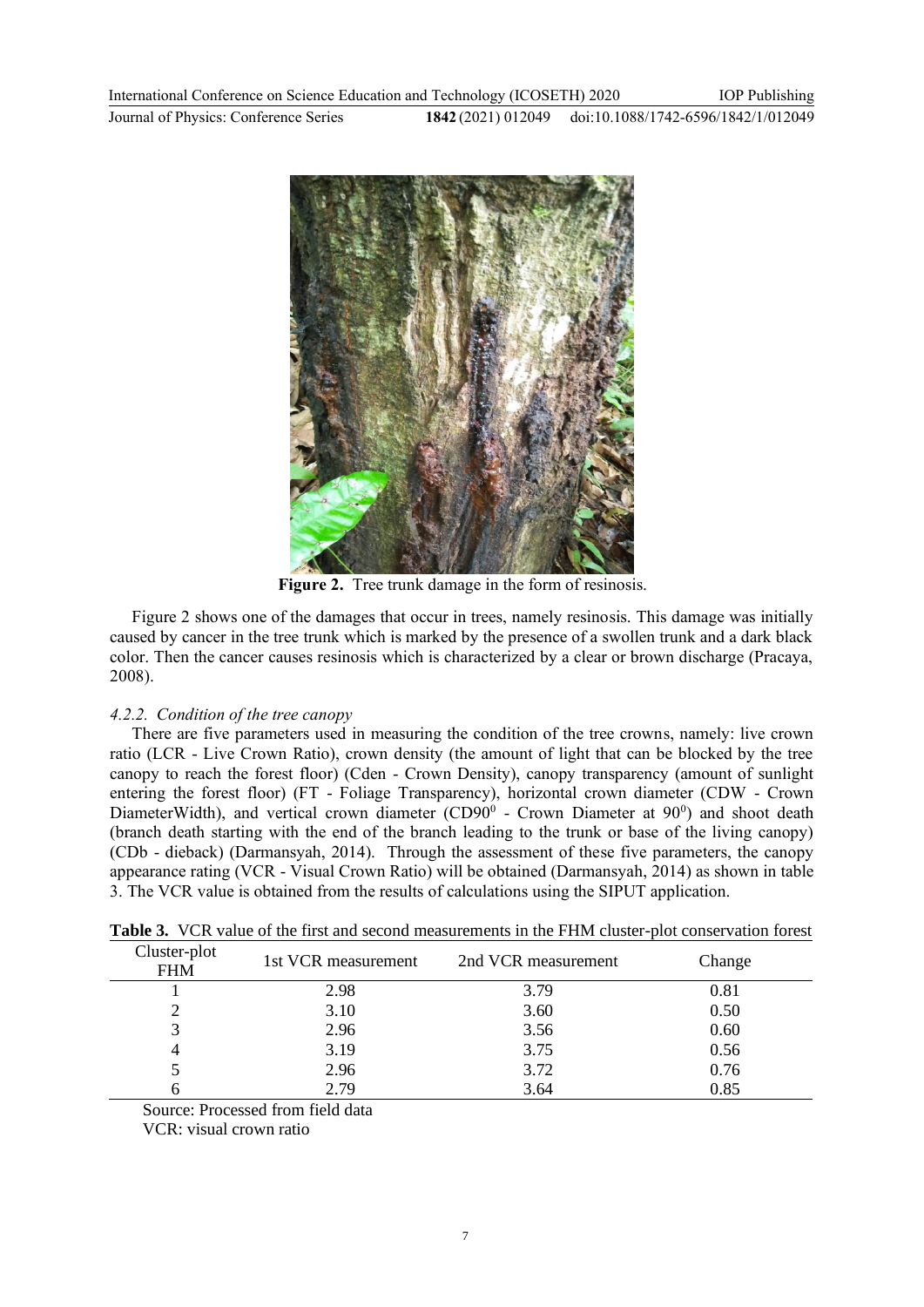**Figure 2.** Tree trunk damage in the form of resinosis.

Figure 2 shows one of the damages that occur in trees, namely resinosis. This damage was initially caused by cancer in the tree trunk which is marked by the presence of a swollen trunk and a dark black color. Then the cancer causes resinosis which is characterized by a clear or brown discharge (Pracaya, 2008).

#### *4.2.2. Condition of the tree canopy*

There are five parameters used in measuring the condition of the tree crowns, namely: live crown ratio (LCR - Live Crown Ratio), crown density (the amount of light that can be blocked by the tree canopy to reach the forest floor) (Cden - Crown Density), canopy transparency (amount of sunlight entering the forest floor) (FT - Foliage Transparency), horizontal crown diameter (CDW - Crown DiameterWidth), and vertical crown diameter (CD$90^0$ - Crown Diameter at $90^0$) and shoot death (branch death starting with the end of the branch leading to the trunk or base of the living canopy) (CDb - dieback) (Darmansyah, 2014). Through the assessment of these five parameters, the canopy appearance rating (VCR - Visual Crown Ratio) will be obtained (Darmansyah, 2014) as shown in table 3. The VCR value is obtained from the results of calculations using the SIPUT application.

**Table 3.** VCR value of the first and second measurements in the FHM cluster-plot conservation forest

| Cluster-plot FHM | 1st VCR measurement | 2nd VCR measurement | Change |
|---|---|---|---|
| 1 | 2.98 | 3.79 | 0.81 |
| 2 | 3.10 | 3.60 | 0.50 |
| 3 | 2.96 | 3.56 | 0.60 |
| 4 | 3.19 | 3.75 | 0.56 |
| 5 | 2.96 | 3.72 | 0.76 |
| 6 | 2.79 | 3.64 | 0.85 |

Source: Processed from field data
VCR: visual crown ratio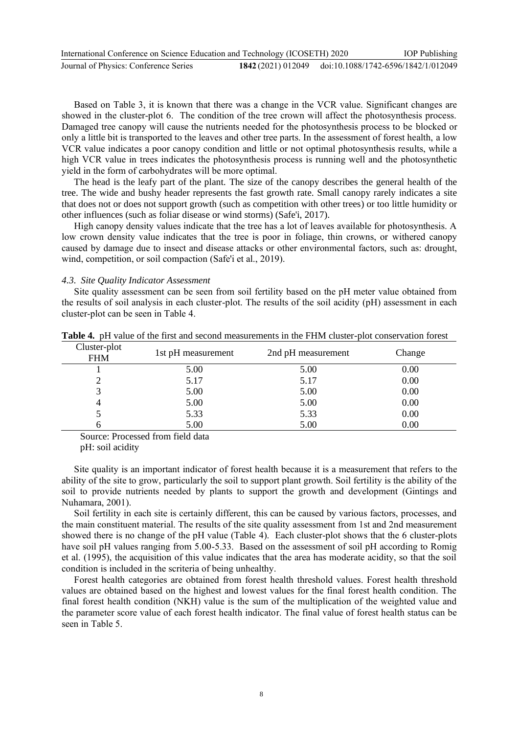Based on Table 3, it is known that there was a change in the VCR value. Significant changes are showed in the cluster-plot 6. The condition of the tree crown will affect the photosynthesis process. Damaged tree canopy will cause the nutrients needed for the photosynthesis process to be blocked or only a little bit is transported to the leaves and other tree parts. In the assessment of forest health, a low VCR value indicates a poor canopy condition and little or not optimal photosynthesis results, while a high VCR value in trees indicates the photosynthesis process is running well and the photosynthetic yield in the form of carbohydrates will be more optimal.

The head is the leafy part of the plant. The size of the canopy describes the general health of the tree. The wide and bushy header represents the fast growth rate. Small canopy rarely indicates a site that does not or does not support growth (such as competition with other trees) or too little humidity or other influences (such as foliar disease or wind storms) (Safe'i, 2017).

High canopy density values indicate that the tree has a lot of leaves available for photosynthesis. A low crown density value indicates that the tree is poor in foliage, thin crowns, or withered canopy caused by damage due to insect and disease attacks or other environmental factors, such as: drought, wind, competition, or soil compaction (Safe'i et al., 2019).

### *4.3. Site Quality Indicator Assessment*

Site quality assessment can be seen from soil fertility based on the pH meter value obtained from the results of soil analysis in each cluster-plot. The results of the soil acidity (pH) assessment in each cluster-plot can be seen in Table 4.

**Table 4.** pH value of the first and second measurements in the FHM cluster-plot conservation forest

| Cluster-plot FHM | 1st pH measurement | 2nd pH measurement | Change |
|---|---|---|---|
| 1 | 5.00 | 5.00 | 0.00 |
| 2 | 5.17 | 5.17 | 0.00 |
| 3 | 5.00 | 5.00 | 0.00 |
| 4 | 5.00 | 5.00 | 0.00 |
| 5 | 5.33 | 5.33 | 0.00 |
| 6 | 5.00 | 5.00 | 0.00 |

Source: Processed from field data
pH: soil acidity

Site quality is an important indicator of forest health because it is a measurement that refers to the ability of the site to grow, particularly the soil to support plant growth. Soil fertility is the ability of the soil to provide nutrients needed by plants to support the growth and development (Gintings and Nuhamara, 2001).

Soil fertility in each site is certainly different, this can be caused by various factors, processes, and the main constituent material. The results of the site quality assessment from 1st and 2nd measurement showed there is no change of the pH value (Table 4). Each cluster-plot shows that the 6 cluster-plots have soil pH values ranging from 5.00-5.33. Based on the assessment of soil pH according to Romig et al. (1995), the acquisition of this value indicates that the area has moderate acidity, so that the soil condition is included in the scriteria of being unhealthy.

Forest health categories are obtained from forest health threshold values. Forest health threshold values are obtained based on the highest and lowest values for the final forest health condition. The final forest health condition (NKH) value is the sum of the multiplication of the weighted value and the parameter score value of each forest health indicator. The final value of forest health status can be seen in Table 5.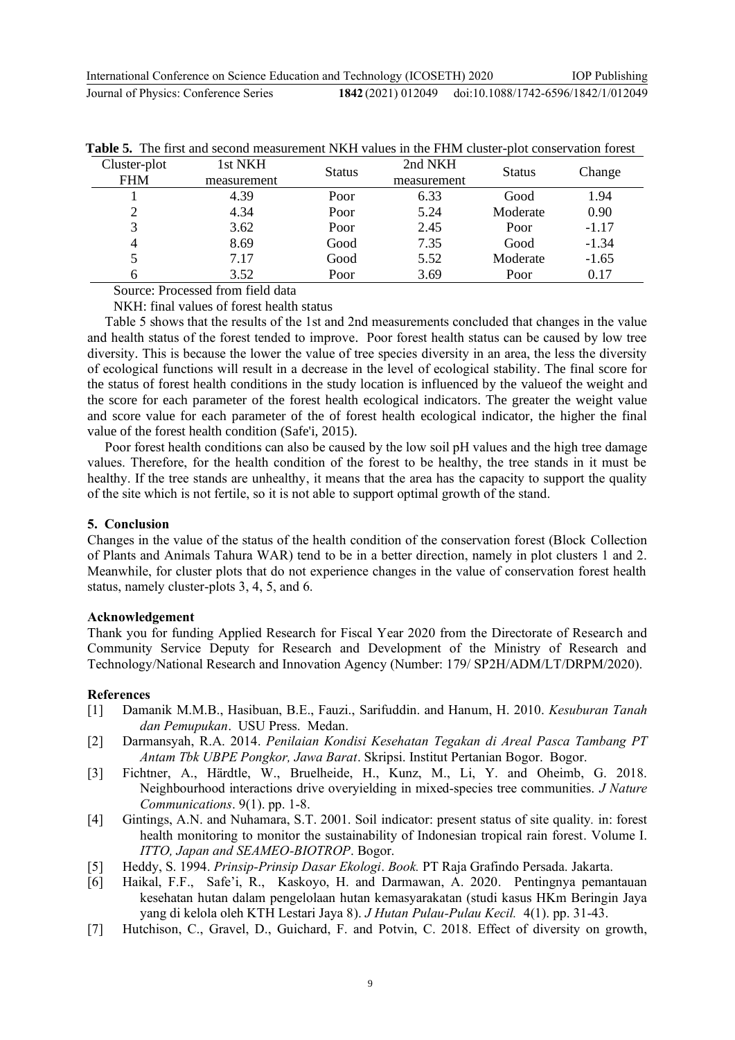**Table 5.** The first and second measurement NKH values in the FHM cluster-plot conservation forest

| Cluster-plot FHM | 1st NKH measurement | Status | 2nd NKH measurement | Status | Change |
|---|---|---|---|---|---|
| 1 | 4.39 | Poor | 6.33 | Good | 1.94 |
| 2 | 4.34 | Poor | 5.24 | Moderate | 0.90 |
| 3 | 3.62 | Poor | 2.45 | Poor | -1.17 |
| 4 | 8.69 | Good | 7.35 | Good | -1.34 |
| 5 | 7.17 | Good | 5.52 | Moderate | -1.65 |
| 6 | 3.52 | Poor | 3.69 | Poor | 0.17 |

Source: Processed from field data

NKH: final values of forest health status

Table 5 shows that the results of the 1st and 2nd measurements concluded that changes in the value and health status of the forest tended to improve. Poor forest health status can be caused by low tree diversity. This is because the lower the value of tree species diversity in an area, the less the diversity of ecological functions will result in a decrease in the level of ecological stability. The final score for the status of forest health conditions in the study location is influenced by the valueof the weight and the score for each parameter of the forest health ecological indicators. The greater the weight value and score value for each parameter of the of forest health ecological indicator, the higher the final value of the forest health condition (Safe'i, 2015).

Poor forest health conditions can also be caused by the low soil pH values and the high tree damage values. Therefore, for the health condition of the forest to be healthy, the tree stands in it must be healthy. If the tree stands are unhealthy, it means that the area has the capacity to support the quality of the site which is not fertile, so it is not able to support optimal growth of the stand.

## 5. Conclusion

Changes in the value of the status of the health condition of the conservation forest (Block Collection of Plants and Animals Tahura WAR) tend to be in a better direction, namely in plot clusters 1 and 2. Meanwhile, for cluster plots that do not experience changes in the value of conservation forest health status, namely cluster-plots 3, 4, 5, and 6.

### Acknowledgement

Thank you for funding Applied Research for Fiscal Year 2020 from the Directorate of Research and Community Service Deputy for Research and Development of the Ministry of Research and Technology/National Research and Innovation Agency (Number: 179/ SP2H/ADM/LT/DRPM/2020).

### References

[1] Damanik M.M.B., Hasibuan, B.E., Fauzi., Sarifuddin. and Hanum, H. 2010. *Kesuburan Tanah dan Pemupukan*. USU Press. Medan.

[2] Darmansyah, R.A. 2014. *Penilaian Kondisi Kesehatan Tegakan di Areal Pasca Tambang PT Antam Tbk UBPE Pongkor, Jawa Barat*. Skripsi. Institut Pertanian Bogor. Bogor.

[3] Fichtner, A., Härdtle, W., Bruelheide, H., Kunz, M., Li, Y. and Oheimb, G. 2018. Neighbourhood interactions drive overyielding in mixed-species tree communities. *J Nature Communications*. 9(1). pp. 1-8.

[4] Gintings, A.N. and Nuhamara, S.T. 2001. Soil indicator: present status of site quality. in: forest health monitoring to monitor the sustainability of Indonesian tropical rain forest. Volume I. *ITTO, Japan and SEAMEO-BIOTROP*. Bogor.

[5] Heddy, S. 1994. *Prinsip-Prinsip Dasar Ekologi*. *Book.* PT Raja Grafindo Persada. Jakarta.

[6] Haikal, F.F., Safe'i, R., Kaskoyo, H. and Darmawan, A. 2020. Pentingnya pemantauan kesehatan hutan dalam pengelolaan hutan kemasyarakatan (studi kasus HKm Beringin Jaya yang di kelola oleh KTH Lestari Jaya 8). *J Hutan Pulau-Pulau Kecil.* 4(1). pp. 31-43.

[7] Hutchison, C., Gravel, D., Guichard, F. and Potvin, C. 2018. Effect of diversity on growth,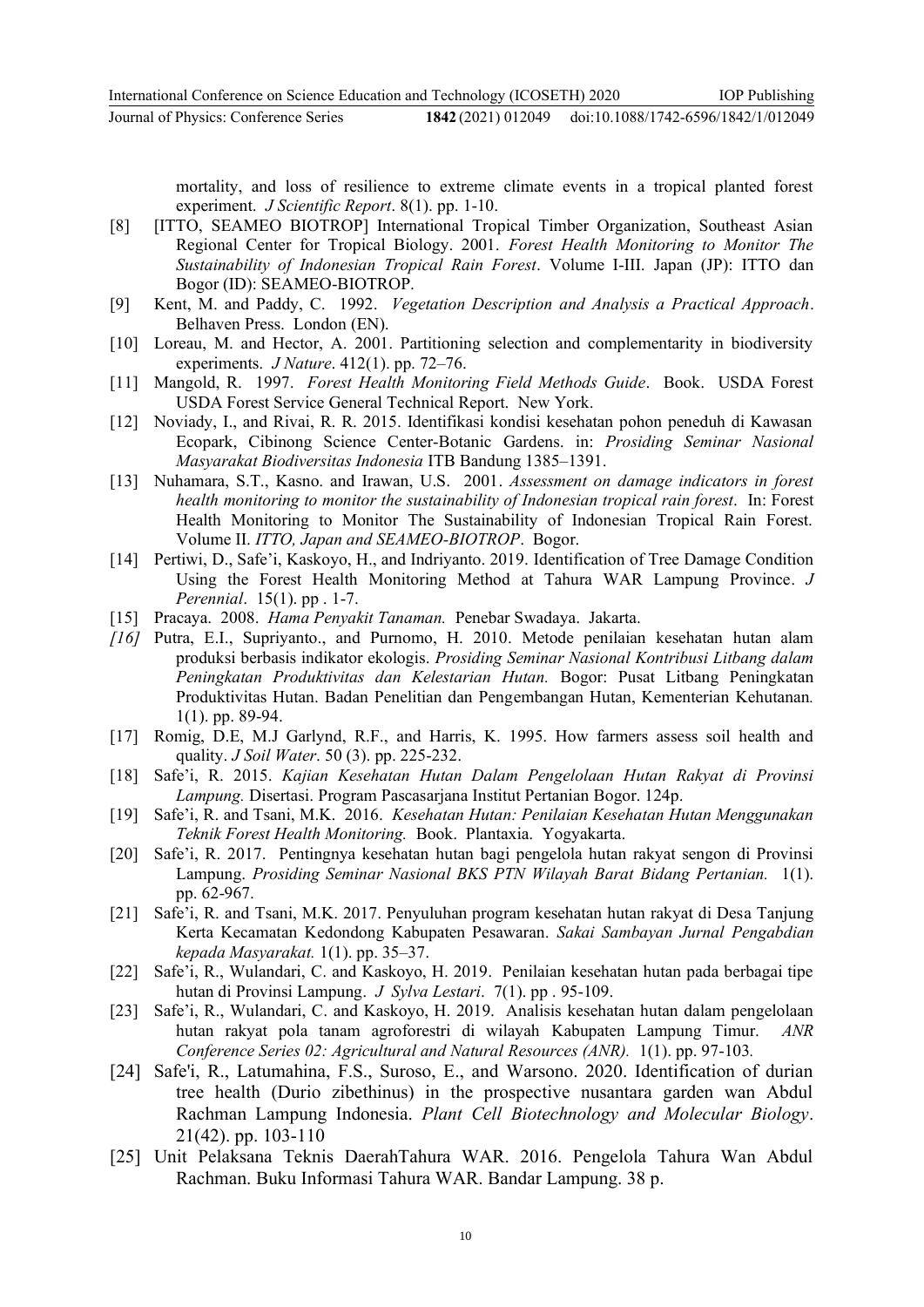mortality, and loss of resilience to extreme climate events in a tropical planted forest experiment. *J Scientific Report*. 8(1). pp. 1-10.

[8] [ITTO, SEAMEO BIOTROP] International Tropical Timber Organization, Southeast Asian Regional Center for Tropical Biology. 2001. *Forest Health Monitoring to Monitor The Sustainability of Indonesian Tropical Rain Forest*. Volume I-III. Japan (JP): ITTO dan Bogor (ID): SEAMEO-BIOTROP.

[9] Kent, M. and Paddy, C. 1992. *Vegetation Description and Analysis a Practical Approach*. Belhaven Press. London (EN).

[10] Loreau, M. and Hector, A. 2001. Partitioning selection and complementarity in biodiversity experiments. *J Nature*. 412(1). pp. 72–76.

[11] Mangold, R. 1997. *Forest Health Monitoring Field Methods Guide*. Book. USDA Forest USDA Forest Service General Technical Report. New York.

[12] Noviady, I., and Rivai, R. R. 2015. Identifikasi kondisi kesehatan pohon peneduh di Kawasan Ecopark, Cibinong Science Center-Botanic Gardens. in: *Prosiding Seminar Nasional Masyarakat Biodiversitas Indonesia* ITB Bandung 1385–1391.

[13] Nuhamara, S.T., Kasno. and Irawan, U.S. 2001. *Assessment on damage indicators in forest health monitoring to monitor the sustainability of Indonesian tropical rain forest*. In: Forest Health Monitoring to Monitor The Sustainability of Indonesian Tropical Rain Forest. Volume II. *ITTO, Japan and SEAMEO-BIOTROP*. Bogor.

[14] Pertiwi, D., Safe'i, Kaskoyo, H., and Indriyanto. 2019. Identification of Tree Damage Condition Using the Forest Health Monitoring Method at Tahura WAR Lampung Province. *J Perennial*. 15(1). pp . 1-7.

[15] Pracaya. 2008. *Hama Penyakit Tanaman.* Penebar Swadaya. Jakarta.

*[16]* Putra, E.I., Supriyanto., and Purnomo, H. 2010. Metode penilaian kesehatan hutan alam produksi berbasis indikator ekologis. *Prosiding Seminar Nasional Kontribusi Litbang dalam Peningkatan Produktivitas dan Kelestarian Hutan.* Bogor: Pusat Litbang Peningkatan Produktivitas Hutan. Badan Penelitian dan Pengembangan Hutan, Kementerian Kehutanan*.* 1(1). pp. 89-94.

[17] Romig, D.E, M.J Garlynd, R.F., and Harris, K. 1995. How farmers assess soil health and quality. *J Soil Water*. 50 (3). pp. 225-232.

[18] Safe'i, R. 2015. *Kajian Kesehatan Hutan Dalam Pengelolaan Hutan Rakyat di Provinsi Lampung.* Disertasi. Program Pascasarjana Institut Pertanian Bogor. 124p.

[19] Safe'i, R. and Tsani, M.K. 2016. *Kesehatan Hutan: Penilaian Kesehatan Hutan Menggunakan Teknik Forest Health Monitoring.* Book. Plantaxia. Yogyakarta.

[20] Safe'i, R. 2017. Pentingnya kesehatan hutan bagi pengelola hutan rakyat sengon di Provinsi Lampung. *Prosiding Seminar Nasional BKS PTN Wilayah Barat Bidang Pertanian.* 1(1). pp. 62-967.

[21] Safe'i, R. and Tsani, M.K. 2017. Penyuluhan program kesehatan hutan rakyat di Desa Tanjung Kerta Kecamatan Kedondong Kabupaten Pesawaran. *Sakai Sambayan Jurnal Pengabdian kepada Masyarakat.* 1(1). pp. 35–37.

[22] Safe'i, R., Wulandari, C. and Kaskoyo, H. 2019. Penilaian kesehatan hutan pada berbagai tipe hutan di Provinsi Lampung. *J Sylva Lestari*. 7(1). pp . 95-109.

[23] Safe'i, R., Wulandari, C. and Kaskoyo, H. 2019. Analisis kesehatan hutan dalam pengelolaan hutan rakyat pola tanam agroforestri di wilayah Kabupaten Lampung Timur. *ANR Conference Series 02: Agricultural and Natural Resources (ANR).* 1(1). pp. 97-103*.*

[24] Safe'i, R., Latumahina, F.S., Suroso, E., and Warsono. 2020. Identification of durian tree health (Durio zibethinus) in the prospective nusantara garden wan Abdul Rachman Lampung Indonesia. *Plant Cell Biotechnology and Molecular Biology*. 21(42). pp. 103-110

[25] Unit Pelaksana Teknis DaerahTahura WAR. 2016. Pengelola Tahura Wan Abdul Rachman. Buku Informasi Tahura WAR. Bandar Lampung. 38 p.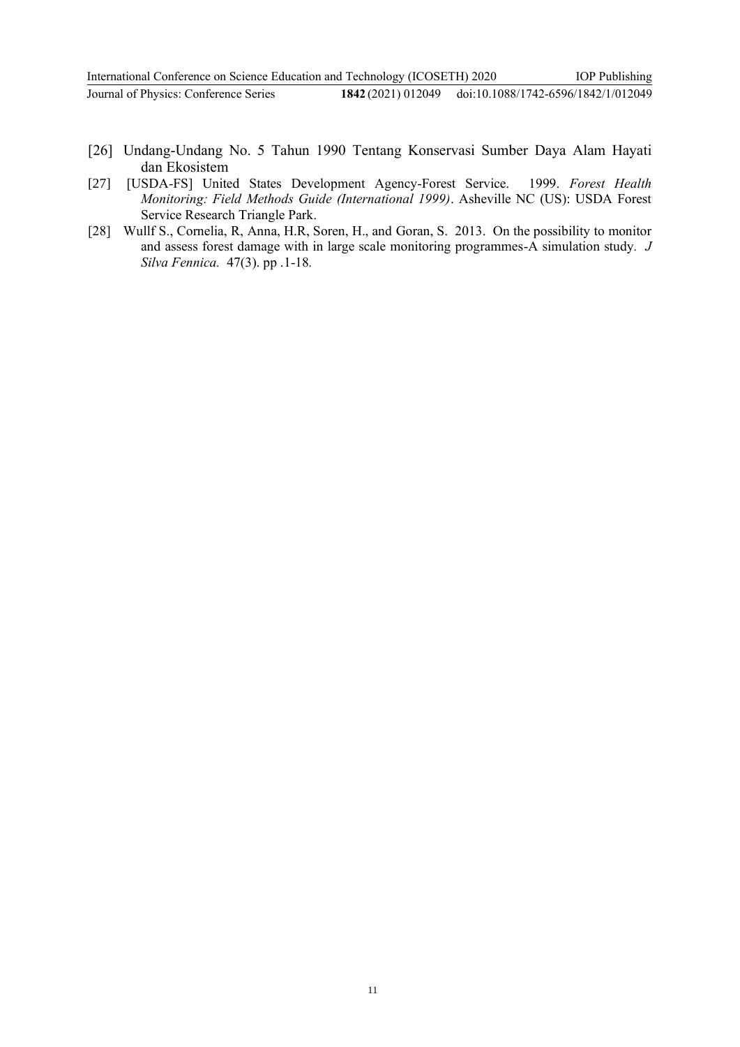[26] Undang-Undang No. 5 Tahun 1990 Tentang Konservasi Sumber Daya Alam Hayati dan Ekosistem

[27] [USDA-FS] United States Development Agency-Forest Service. 1999. *Forest Health Monitoring: Field Methods Guide (International 1999)*. Asheville NC (US): USDA Forest Service Research Triangle Park.

[28] Wullf S., Cornelia, R, Anna, H.R, Soren, H., and Goran, S. 2013. On the possibility to monitor and assess forest damage with in large scale monitoring programmes-A simulation study. *J Silva Fennica.* 47(3). pp .1-18.